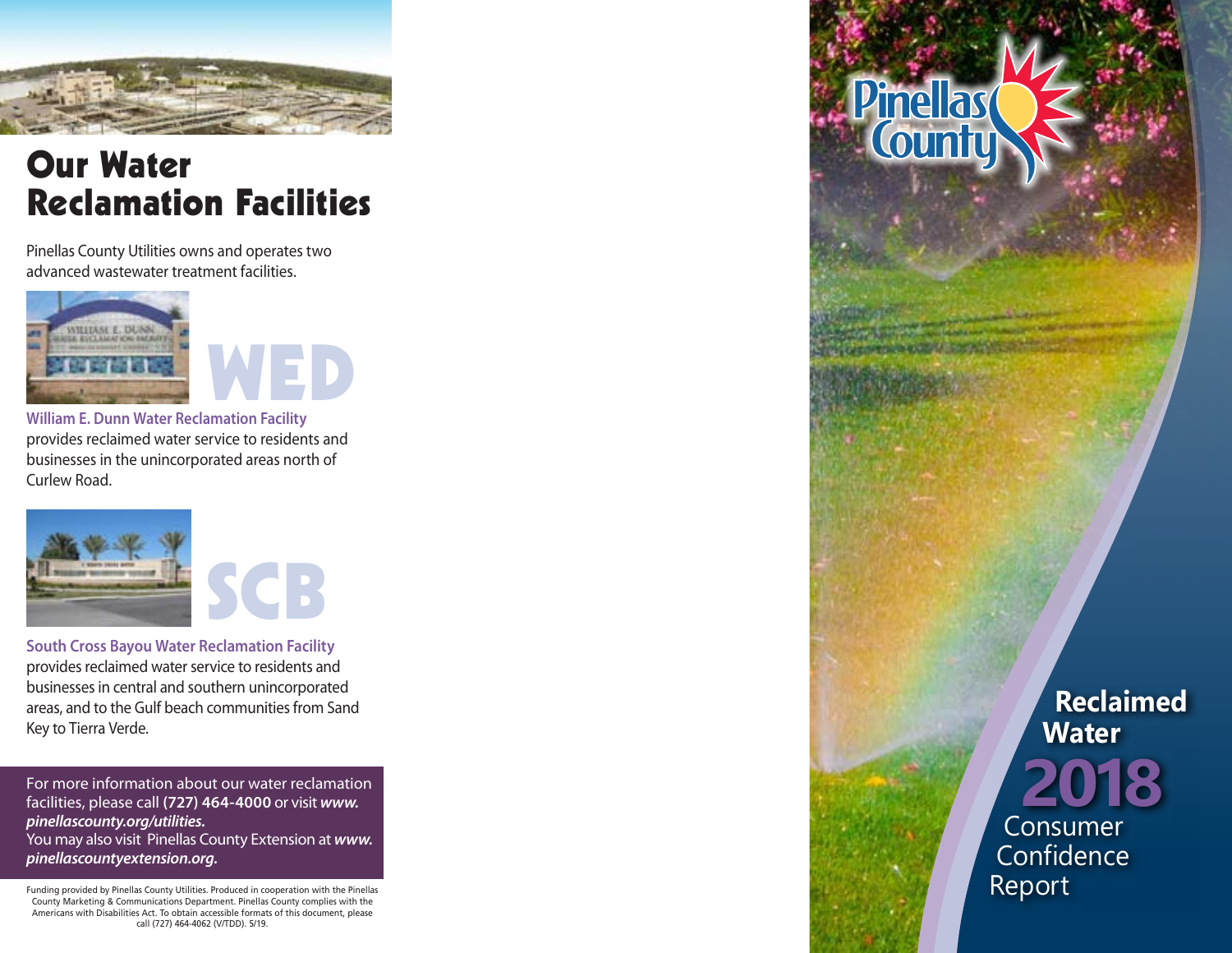# Our Water Reclamation Facilities

Pinellas County Utilities owns and operates two advanced wastewater treatment facilities.

**WED**

**William E. Dunn Water Reclamation Facility** provides reclaimed water service to residents and businesses in the unincorporated areas north of Curlew Road.

**SCB**

**South Cross Bayou Water Reclamation Facility** provides reclaimed water service to residents and businesses in central and southern unincorporated areas, and to the Gulf beach communities from Sand Key to Tierra Verde.

For more information about our water reclamation facilities, please call **(727) 464-4000** or visit ***www.pinellascounty.org/utilities.***
You may also visit Pinellas County Extension at ***www.pinellascountyextension.org.***

Funding provided by Pinellas County Utilities. Produced in cooperation with the Pinellas County Marketing & Communications Department. Pinellas County complies with the Americans with Disabilities Act. To obtain accessible formats of this document, please call (727) 464-4062 (V/TDD). 5/19.

Pinellas County

# Reclaimed Water 2018 Consumer Confidence Report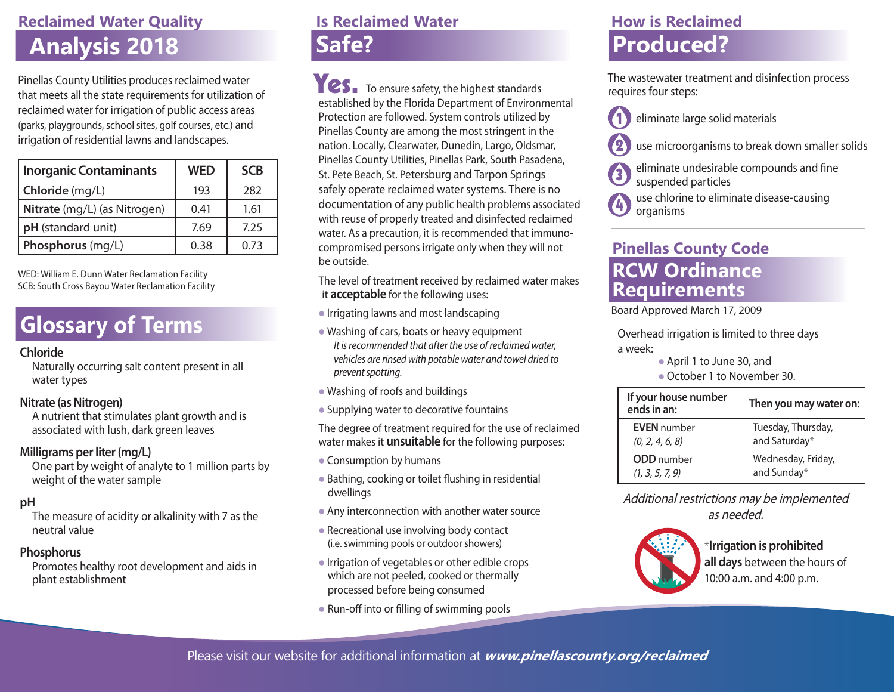## Reclaimed Water Quality Analysis 2018

Pinellas County Utilities produces reclaimed water that meets all the state requirements for utilization of reclaimed water for irrigation of public access areas (parks, playgrounds, school sites, golf courses, etc.) and irrigation of residential lawns and landscapes.

| Inorganic Contaminants | WED | SCB |
|---|---|---|
| **Chloride** (mg/L) | 193 | 282 |
| **Nitrate** (mg/L) (as Nitrogen) | 0.41 | 1.61 |
| **pH** (standard unit) | 7.69 | 7.25 |
| **Phosphorus** (mg/L) | 0.38 | 0.73 |

WED: William E. Dunn Water Reclamation Facility
SCB: South Cross Bayou Water Reclamation Facility

## Glossary of Terms

**Chloride**
Naturally occurring salt content present in all water types

**Nitrate (as Nitrogen)**
A nutrient that stimulates plant growth and is associated with lush, dark green leaves

**Milligrams per liter (mg/L)**
One part by weight of analyte to 1 million parts by weight of the water sample

**pH**
The measure of acidity or alkalinity with 7 as the neutral value

**Phosphorus**
Promotes healthy root development and aids in plant establishment

## Is Reclaimed Water Safe?

**Yes.** To ensure safety, the highest standards established by the Florida Department of Environmental Protection are followed. System controls utilized by Pinellas County are among the most stringent in the nation. Locally, Clearwater, Dunedin, Largo, Oldsmar, Pinellas County Utilities, Pinellas Park, South Pasadena, St. Pete Beach, St. Petersburg and Tarpon Springs safely operate reclaimed water systems. There is no documentation of any public health problems associated with reuse of properly treated and disinfected reclaimed water. As a precaution, it is recommended that immuno-compromised persons irrigate only when they will not be outside.

The level of treatment received by reclaimed water makes it **acceptable** for the following uses:

- Irrigating lawns and most landscaping
- Washing of cars, boats or heavy equipment
  *It is recommended that after the use of reclaimed water, vehicles are rinsed with potable water and towel dried to prevent spotting.*
- Washing of roofs and buildings
- Supplying water to decorative fountains

The degree of treatment required for the use of reclaimed water makes it **unsuitable** for the following purposes:

- Consumption by humans
- Bathing, cooking or toilet flushing in residential dwellings
- Any interconnection with another water source
- Recreational use involving body contact (i.e. swimming pools or outdoor showers)
- Irrigation of vegetables or other edible crops which are not peeled, cooked or thermally processed before being consumed
- Run-off into or filling of swimming pools

## How is Reclaimed Produced?

The wastewater treatment and disinfection process requires four steps:

1. eliminate large solid materials
2. use microorganisms to break down smaller solids
3. eliminate undesirable compounds and fine suspended particles
4. use chlorine to eliminate disease-causing organisms

## Pinellas County Code RCW Ordinance Requirements

Board Approved March 17, 2009

Overhead irrigation is limited to three days a week:

- April 1 to June 30, and
- October 1 to November 30.

| If your house number ends in an: | Then you may water on: |
|---|---|
| **EVEN** number *(0, 2, 4, 6, 8)* | Tuesday, Thursday, and Saturday* |
| **ODD** number *(1, 3, 5, 7, 9)* | Wednesday, Friday, and Sunday* |

*Additional restrictions may be implemented as needed.*

***Irrigation is prohibited all days** between the hours of 10:00 a.m. and 4:00 p.m.

Please visit our website for additional information at ***www.pinellascounty.org/reclaimed***